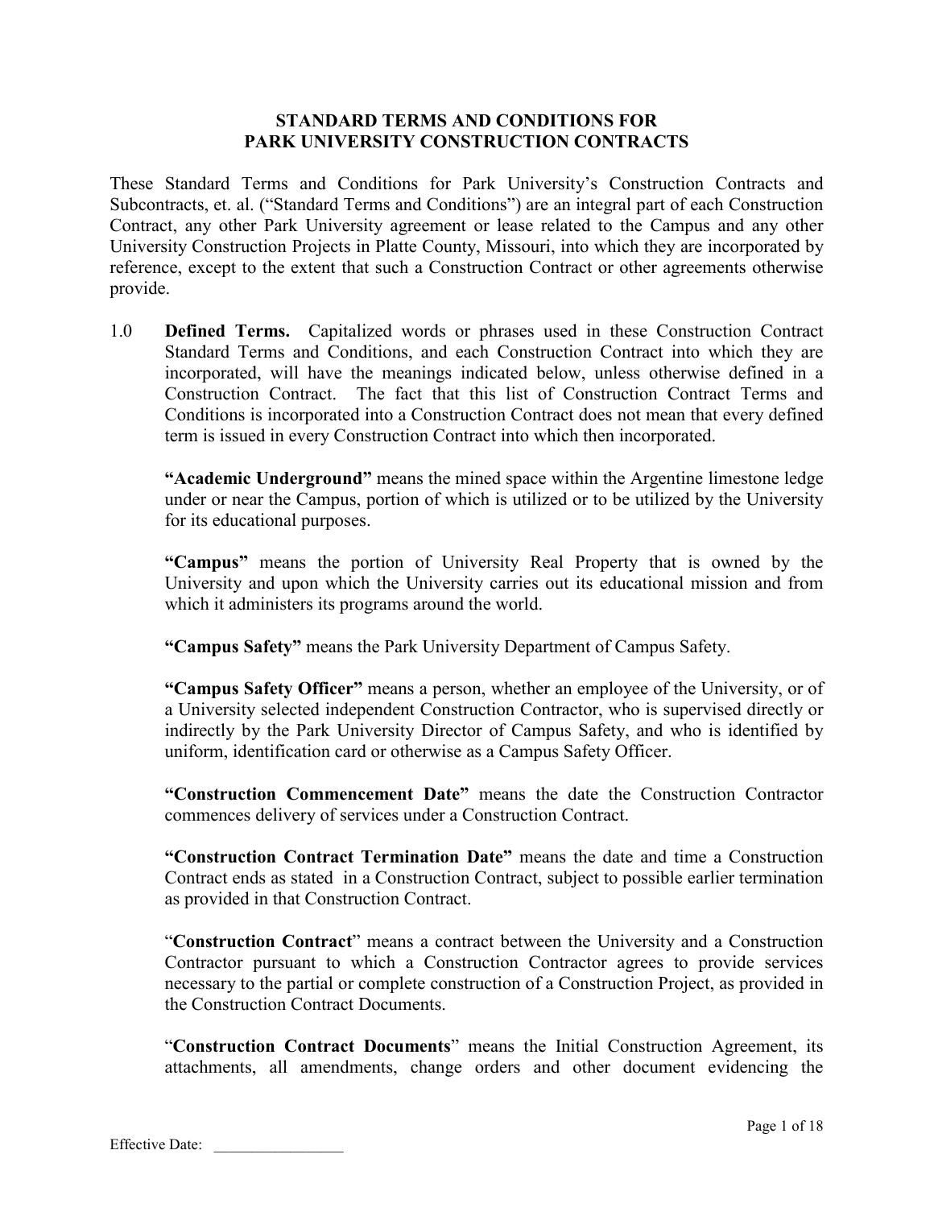# STANDARD TERMS AND CONDITIONS FOR PARK UNIVERSITY CONSTRUCTION CONTRACTS

These Standard Terms and Conditions for Park University's Construction Contracts and Subcontracts, et. al. ("Standard Terms and Conditions") are an integral part of each Construction Contract, any other Park University agreement or lease related to the Campus and any other University Construction Projects in Platte County, Missouri, into which they are incorporated by reference, except to the extent that such a Construction Contract or other agreements otherwise provide.

1.0 **Defined Terms.** Capitalized words or phrases used in these Construction Contract Standard Terms and Conditions, and each Construction Contract into which they are incorporated, will have the meanings indicated below, unless otherwise defined in a Construction Contract. The fact that this list of Construction Contract Terms and Conditions is incorporated into a Construction Contract does not mean that every defined term is issued in every Construction Contract into which then incorporated.

**"Academic Underground"** means the mined space within the Argentine limestone ledge under or near the Campus, portion of which is utilized or to be utilized by the University for its educational purposes.

**"Campus"** means the portion of University Real Property that is owned by the University and upon which the University carries out its educational mission and from which it administers its programs around the world.

**"Campus Safety"** means the Park University Department of Campus Safety.

**"Campus Safety Officer"** means a person, whether an employee of the University, or of a University selected independent Construction Contractor, who is supervised directly or indirectly by the Park University Director of Campus Safety, and who is identified by uniform, identification card or otherwise as a Campus Safety Officer.

**"Construction Commencement Date"** means the date the Construction Contractor commences delivery of services under a Construction Contract.

**"Construction Contract Termination Date"** means the date and time a Construction Contract ends as stated in a Construction Contract, subject to possible earlier termination as provided in that Construction Contract.

"**Construction Contract**" means a contract between the University and a Construction Contractor pursuant to which a Construction Contractor agrees to provide services necessary to the partial or complete construction of a Construction Project, as provided in the Construction Contract Documents.

"**Construction Contract Documents**" means the Initial Construction Agreement, its attachments, all amendments, change orders and other document evidencing the

Effective Date: _________________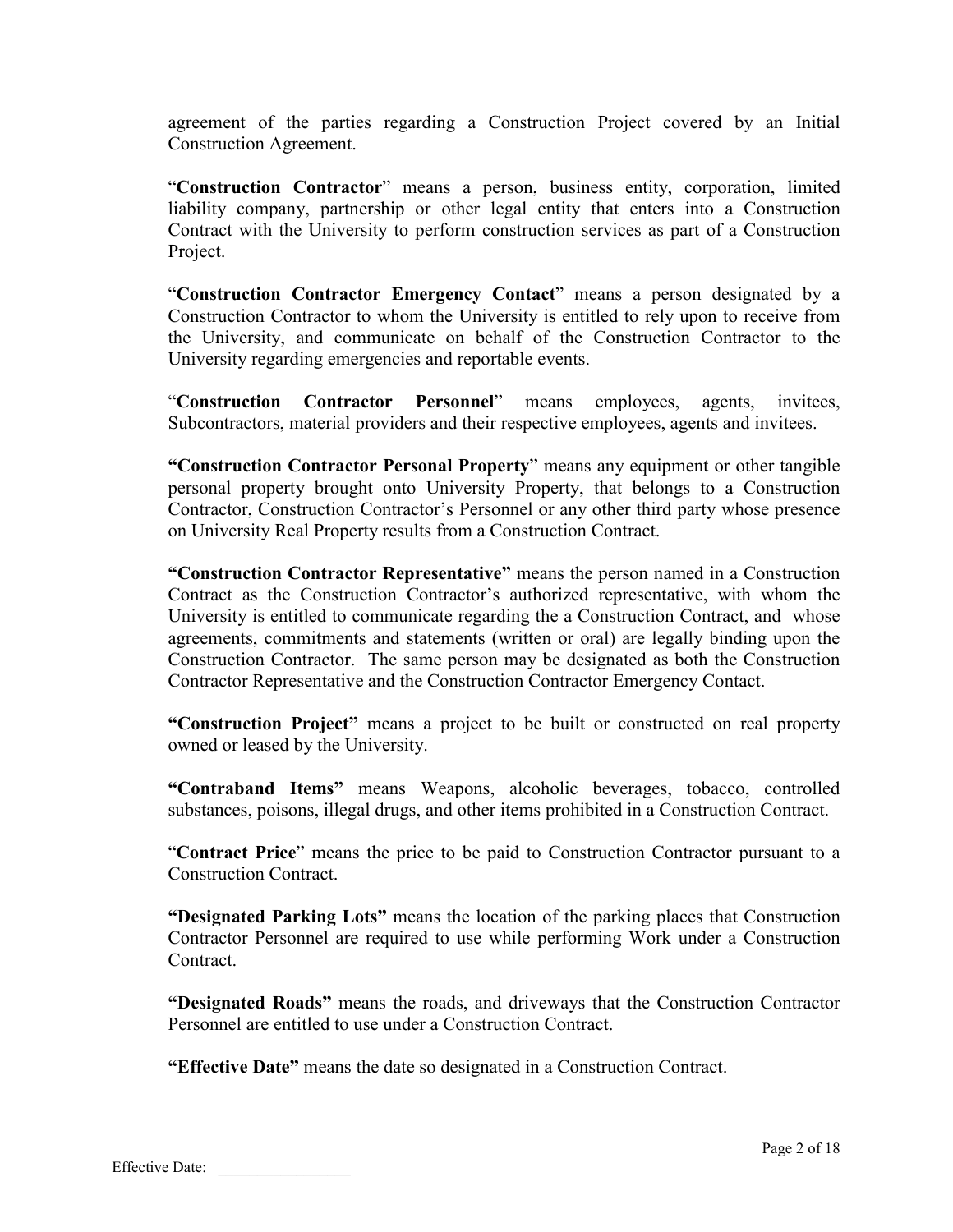agreement of the parties regarding a Construction Project covered by an Initial Construction Agreement.

"**Construction Contractor**" means a person, business entity, corporation, limited liability company, partnership or other legal entity that enters into a Construction Contract with the University to perform construction services as part of a Construction Project.

"**Construction Contractor Emergency Contact**" means a person designated by a Construction Contractor to whom the University is entitled to rely upon to receive from the University, and communicate on behalf of the Construction Contractor to the University regarding emergencies and reportable events.

"**Construction Contractor Personnel**" means employees, agents, invitees, Subcontractors, material providers and their respective employees, agents and invitees.

**"Construction Contractor Personal Property**" means any equipment or other tangible personal property brought onto University Property, that belongs to a Construction Contractor, Construction Contractor's Personnel or any other third party whose presence on University Real Property results from a Construction Contract.

**"Construction Contractor Representative"** means the person named in a Construction Contract as the Construction Contractor's authorized representative, with whom the University is entitled to communicate regarding the a Construction Contract, and whose agreements, commitments and statements (written or oral) are legally binding upon the Construction Contractor. The same person may be designated as both the Construction Contractor Representative and the Construction Contractor Emergency Contact.

**"Construction Project"** means a project to be built or constructed on real property owned or leased by the University.

**"Contraband Items"** means Weapons, alcoholic beverages, tobacco, controlled substances, poisons, illegal drugs, and other items prohibited in a Construction Contract.

"**Contract Price**" means the price to be paid to Construction Contractor pursuant to a Construction Contract.

**"Designated Parking Lots"** means the location of the parking places that Construction Contractor Personnel are required to use while performing Work under a Construction Contract.

**"Designated Roads"** means the roads, and driveways that the Construction Contractor Personnel are entitled to use under a Construction Contract.

**"Effective Date"** means the date so designated in a Construction Contract.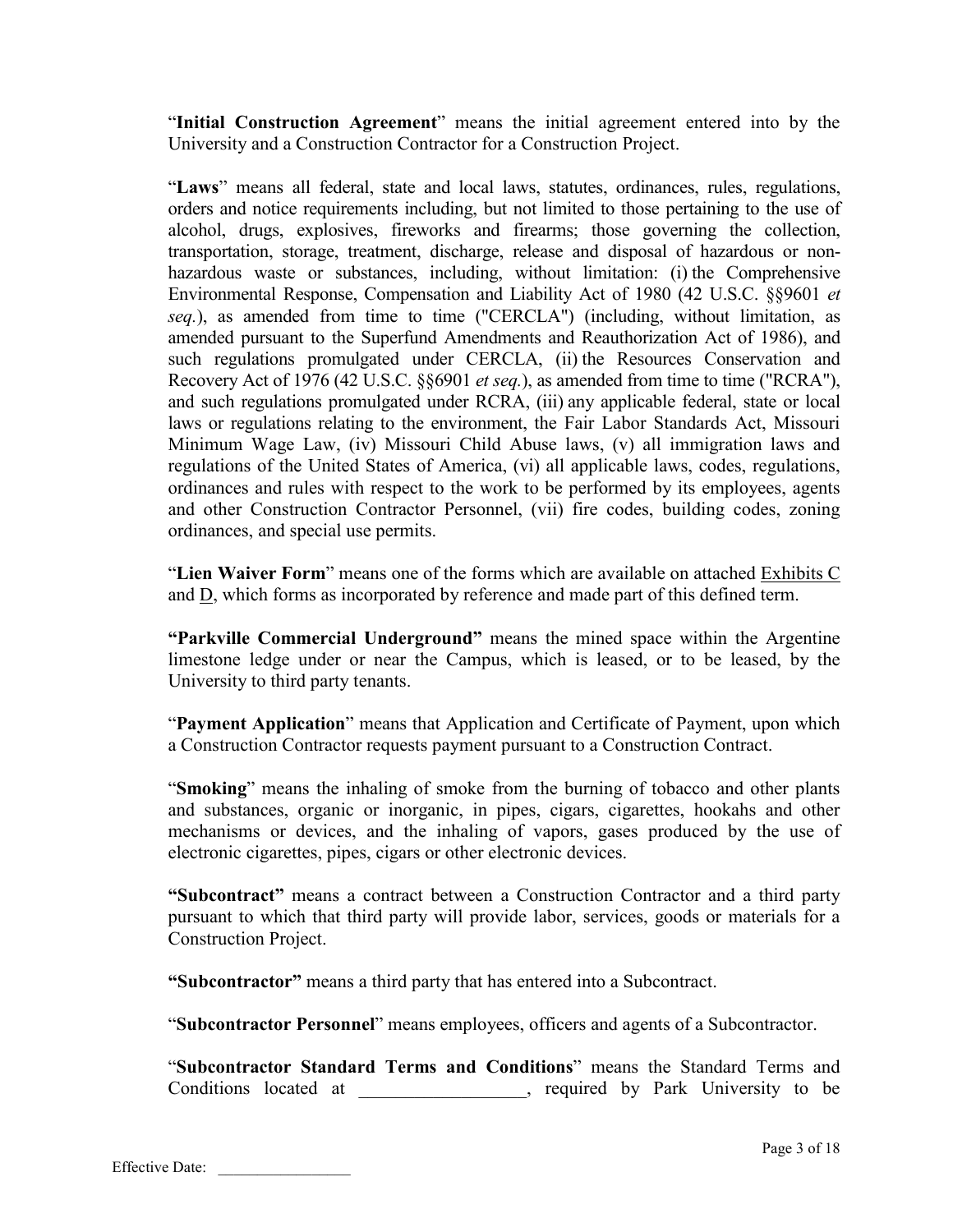"**Initial Construction Agreement**" means the initial agreement entered into by the University and a Construction Contractor for a Construction Project.

"**Laws**" means all federal, state and local laws, statutes, ordinances, rules, regulations, orders and notice requirements including, but not limited to those pertaining to the use of alcohol, drugs, explosives, fireworks and firearms; those governing the collection, transportation, storage, treatment, discharge, release and disposal of hazardous or non-hazardous waste or substances, including, without limitation: (i) the Comprehensive Environmental Response, Compensation and Liability Act of 1980 (42 U.S.C. §§9601 *et seq.*), as amended from time to time ("CERCLA") (including, without limitation, as amended pursuant to the Superfund Amendments and Reauthorization Act of 1986), and such regulations promulgated under CERCLA, (ii) the Resources Conservation and Recovery Act of 1976 (42 U.S.C. §§6901 *et seq.*), as amended from time to time ("RCRA"), and such regulations promulgated under RCRA, (iii) any applicable federal, state or local laws or regulations relating to the environment, the Fair Labor Standards Act, Missouri Minimum Wage Law, (iv) Missouri Child Abuse laws, (v) all immigration laws and regulations of the United States of America, (vi) all applicable laws, codes, regulations, ordinances and rules with respect to the work to be performed by its employees, agents and other Construction Contractor Personnel, (vii) fire codes, building codes, zoning ordinances, and special use permits.

"**Lien Waiver Form**" means one of the forms which are available on attached Exhibits C and D, which forms as incorporated by reference and made part of this defined term.

**"Parkville Commercial Underground"** means the mined space within the Argentine limestone ledge under or near the Campus, which is leased, or to be leased, by the University to third party tenants.

"**Payment Application**" means that Application and Certificate of Payment, upon which a Construction Contractor requests payment pursuant to a Construction Contract.

"**Smoking**" means the inhaling of smoke from the burning of tobacco and other plants and substances, organic or inorganic, in pipes, cigars, cigarettes, hookahs and other mechanisms or devices, and the inhaling of vapors, gases produced by the use of electronic cigarettes, pipes, cigars or other electronic devices.

**"Subcontract"** means a contract between a Construction Contractor and a third party pursuant to which that third party will provide labor, services, goods or materials for a Construction Project.

**"Subcontractor"** means a third party that has entered into a Subcontract.

"**Subcontractor Personnel**" means employees, officers and agents of a Subcontractor.

"**Subcontractor Standard Terms and Conditions**" means the Standard Terms and Conditions located at __________________, required by Park University to be

Effective Date: _________________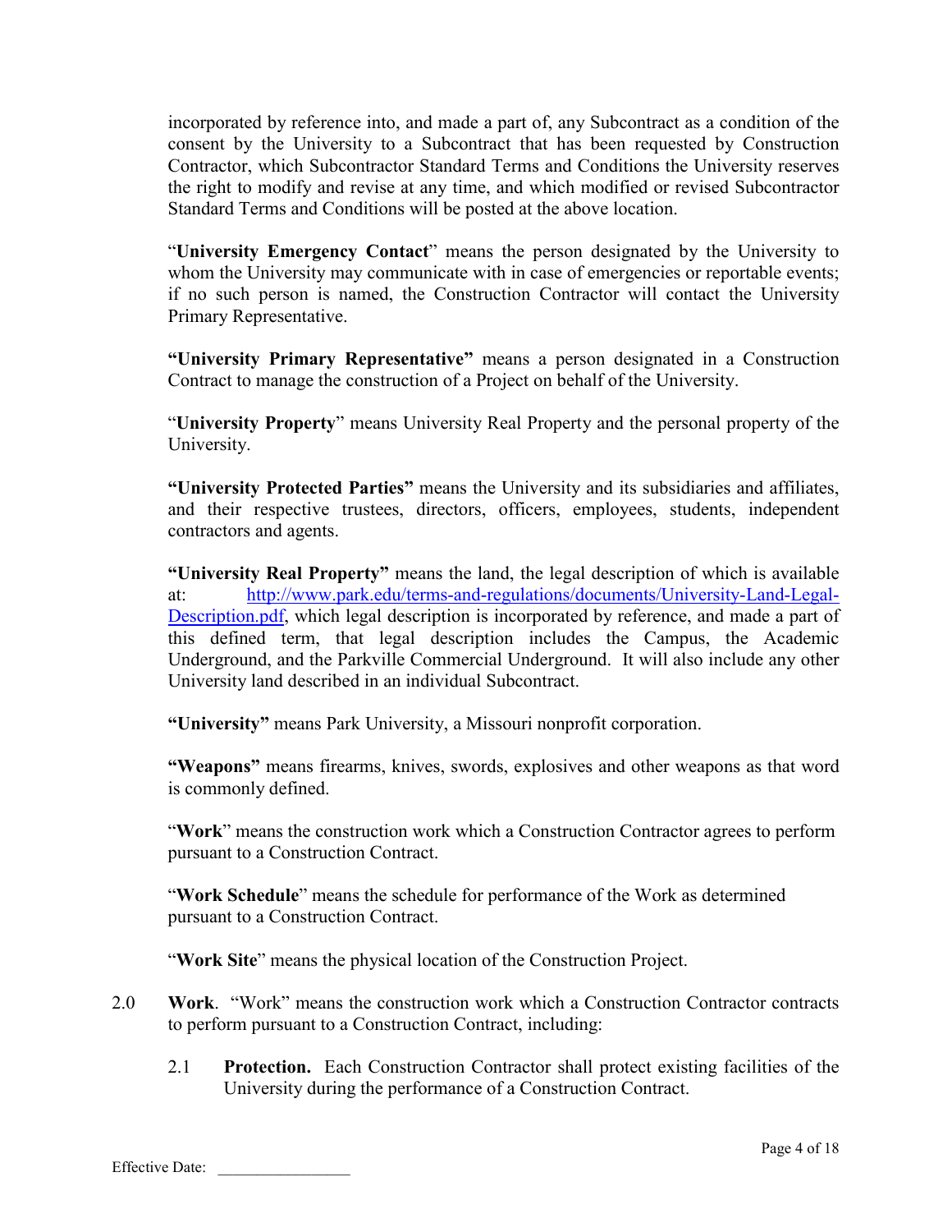incorporated by reference into, and made a part of, any Subcontract as a condition of the consent by the University to a Subcontract that has been requested by Construction Contractor, which Subcontractor Standard Terms and Conditions the University reserves the right to modify and revise at any time, and which modified or revised Subcontractor Standard Terms and Conditions will be posted at the above location.

"**University Emergency Contact**" means the person designated by the University to whom the University may communicate with in case of emergencies or reportable events; if no such person is named, the Construction Contractor will contact the University Primary Representative.

**"University Primary Representative"** means a person designated in a Construction Contract to manage the construction of a Project on behalf of the University.

"**University Property**" means University Real Property and the personal property of the University.

**"University Protected Parties"** means the University and its subsidiaries and affiliates, and their respective trustees, directors, officers, employees, students, independent contractors and agents.

**"University Real Property"** means the land, the legal description of which is available at: http://www.park.edu/terms-and-regulations/documents/University-Land-Legal-Description.pdf, which legal description is incorporated by reference, and made a part of this defined term, that legal description includes the Campus, the Academic Underground, and the Parkville Commercial Underground. It will also include any other University land described in an individual Subcontract.

**"University"** means Park University, a Missouri nonprofit corporation.

**"Weapons"** means firearms, knives, swords, explosives and other weapons as that word is commonly defined.

"**Work**" means the construction work which a Construction Contractor agrees to perform pursuant to a Construction Contract.

"**Work Schedule**" means the schedule for performance of the Work as determined pursuant to a Construction Contract.

"**Work Site**" means the physical location of the Construction Project.

2.0 **Work**. "Work" means the construction work which a Construction Contractor contracts to perform pursuant to a Construction Contract, including:

2.1 **Protection.** Each Construction Contractor shall protect existing facilities of the University during the performance of a Construction Contract.

Effective Date: _________________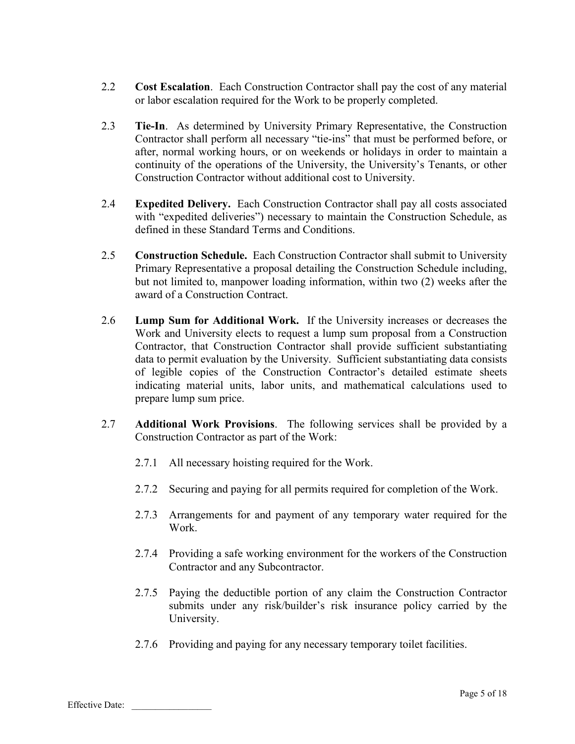2.2 **Cost Escalation**. Each Construction Contractor shall pay the cost of any material or labor escalation required for the Work to be properly completed.

2.3 **Tie-In**. As determined by University Primary Representative, the Construction Contractor shall perform all necessary “tie-ins” that must be performed before, or after, normal working hours, or on weekends or holidays in order to maintain a continuity of the operations of the University, the University’s Tenants, or other Construction Contractor without additional cost to University.

2.4 **Expedited Delivery.** Each Construction Contractor shall pay all costs associated with “expedited deliveries”) necessary to maintain the Construction Schedule, as defined in these Standard Terms and Conditions.

2.5 **Construction Schedule.** Each Construction Contractor shall submit to University Primary Representative a proposal detailing the Construction Schedule including, but not limited to, manpower loading information, within two (2) weeks after the award of a Construction Contract.

2.6 **Lump Sum for Additional Work.** If the University increases or decreases the Work and University elects to request a lump sum proposal from a Construction Contractor, that Construction Contractor shall provide sufficient substantiating data to permit evaluation by the University. Sufficient substantiating data consists of legible copies of the Construction Contractor’s detailed estimate sheets indicating material units, labor units, and mathematical calculations used to prepare lump sum price.

2.7 **Additional Work Provisions**. The following services shall be provided by a Construction Contractor as part of the Work:

2.7.1 All necessary hoisting required for the Work.

2.7.2 Securing and paying for all permits required for completion of the Work.

2.7.3 Arrangements for and payment of any temporary water required for the Work.

2.7.4 Providing a safe working environment for the workers of the Construction Contractor and any Subcontractor.

2.7.5 Paying the deductible portion of any claim the Construction Contractor submits under any risk/builder’s risk insurance policy carried by the University.

2.7.6 Providing and paying for any necessary temporary toilet facilities.

Effective Date: \_\_\_\_\_\_\_\_\_\_\_\_\_\_\_\_\_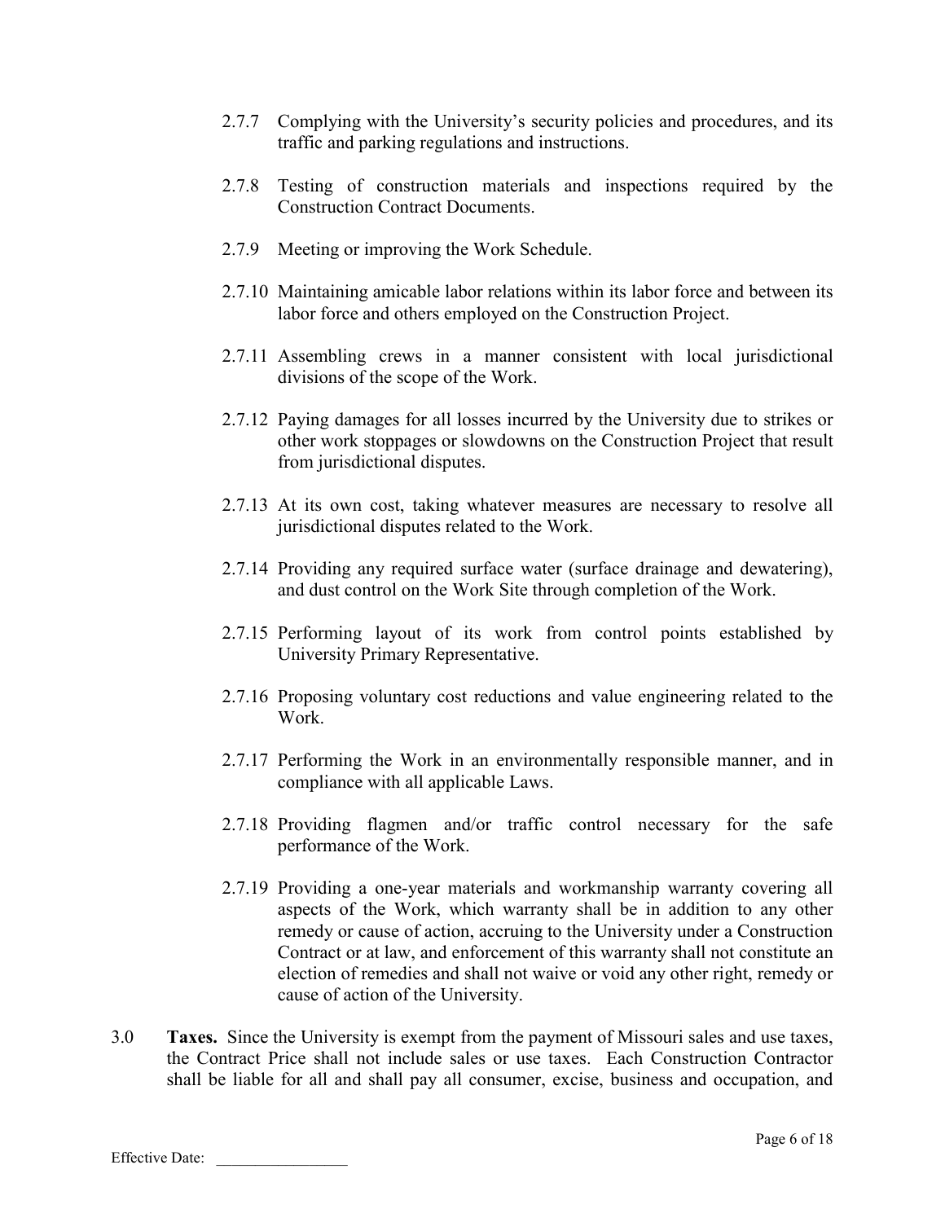2.7.7 Complying with the University's security policies and procedures, and its traffic and parking regulations and instructions.

2.7.8 Testing of construction materials and inspections required by the Construction Contract Documents.

2.7.9 Meeting or improving the Work Schedule.

2.7.10 Maintaining amicable labor relations within its labor force and between its labor force and others employed on the Construction Project.

2.7.11 Assembling crews in a manner consistent with local jurisdictional divisions of the scope of the Work.

2.7.12 Paying damages for all losses incurred by the University due to strikes or other work stoppages or slowdowns on the Construction Project that result from jurisdictional disputes.

2.7.13 At its own cost, taking whatever measures are necessary to resolve all jurisdictional disputes related to the Work.

2.7.14 Providing any required surface water (surface drainage and dewatering), and dust control on the Work Site through completion of the Work.

2.7.15 Performing layout of its work from control points established by University Primary Representative.

2.7.16 Proposing voluntary cost reductions and value engineering related to the Work.

2.7.17 Performing the Work in an environmentally responsible manner, and in compliance with all applicable Laws.

2.7.18 Providing flagmen and/or traffic control necessary for the safe performance of the Work.

2.7.19 Providing a one-year materials and workmanship warranty covering all aspects of the Work, which warranty shall be in addition to any other remedy or cause of action, accruing to the University under a Construction Contract or at law, and enforcement of this warranty shall not constitute an election of remedies and shall not waive or void any other right, remedy or cause of action of the University.

3.0 **Taxes.** Since the University is exempt from the payment of Missouri sales and use taxes, the Contract Price shall not include sales or use taxes. Each Construction Contractor shall be liable for all and shall pay all consumer, excise, business and occupation, and

Effective Date: \_\_\_\_\_\_\_\_\_\_\_\_\_\_\_\_\_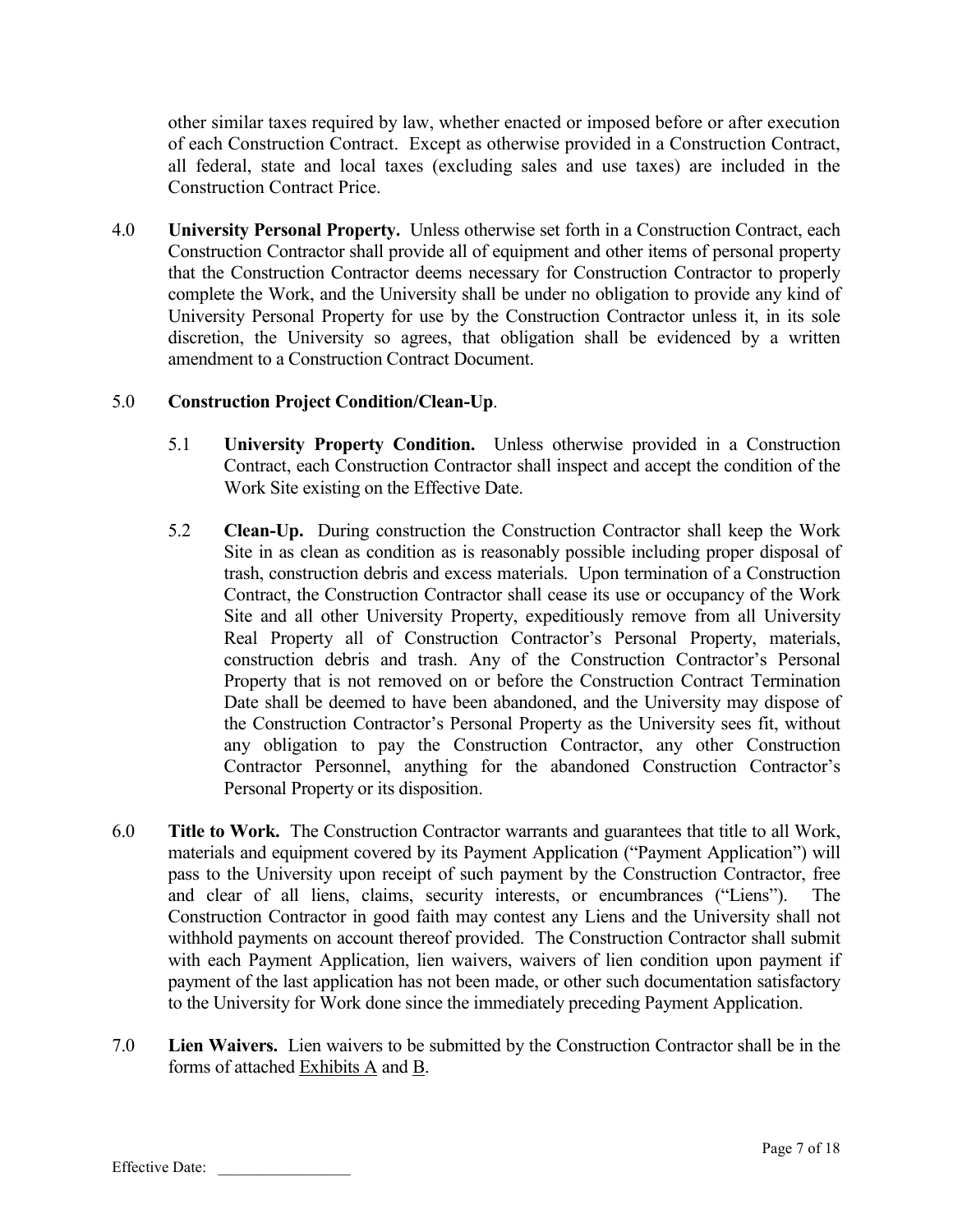other similar taxes required by law, whether enacted or imposed before or after execution of each Construction Contract. Except as otherwise provided in a Construction Contract, all federal, state and local taxes (excluding sales and use taxes) are included in the Construction Contract Price.

4.0 **University Personal Property.** Unless otherwise set forth in a Construction Contract, each Construction Contractor shall provide all of equipment and other items of personal property that the Construction Contractor deems necessary for Construction Contractor to properly complete the Work, and the University shall be under no obligation to provide any kind of University Personal Property for use by the Construction Contractor unless it, in its sole discretion, the University so agrees, that obligation shall be evidenced by a written amendment to a Construction Contract Document.

5.0 **Construction Project Condition/Clean-Up**.

5.1 **University Property Condition.** Unless otherwise provided in a Construction Contract, each Construction Contractor shall inspect and accept the condition of the Work Site existing on the Effective Date.

5.2 **Clean-Up.** During construction the Construction Contractor shall keep the Work Site in as clean as condition as is reasonably possible including proper disposal of trash, construction debris and excess materials. Upon termination of a Construction Contract, the Construction Contractor shall cease its use or occupancy of the Work Site and all other University Property, expeditiously remove from all University Real Property all of Construction Contractor's Personal Property, materials, construction debris and trash. Any of the Construction Contractor's Personal Property that is not removed on or before the Construction Contract Termination Date shall be deemed to have been abandoned, and the University may dispose of the Construction Contractor's Personal Property as the University sees fit, without any obligation to pay the Construction Contractor, any other Construction Contractor Personnel, anything for the abandoned Construction Contractor's Personal Property or its disposition.

6.0 **Title to Work.** The Construction Contractor warrants and guarantees that title to all Work, materials and equipment covered by its Payment Application ("Payment Application") will pass to the University upon receipt of such payment by the Construction Contractor, free and clear of all liens, claims, security interests, or encumbrances ("Liens"). The Construction Contractor in good faith may contest any Liens and the University shall not withhold payments on account thereof provided. The Construction Contractor shall submit with each Payment Application, lien waivers, waivers of lien condition upon payment if payment of the last application has not been made, or other such documentation satisfactory to the University for Work done since the immediately preceding Payment Application.

7.0 **Lien Waivers.** Lien waivers to be submitted by the Construction Contractor shall be in the forms of attached Exhibits A and B.

Effective Date: _________________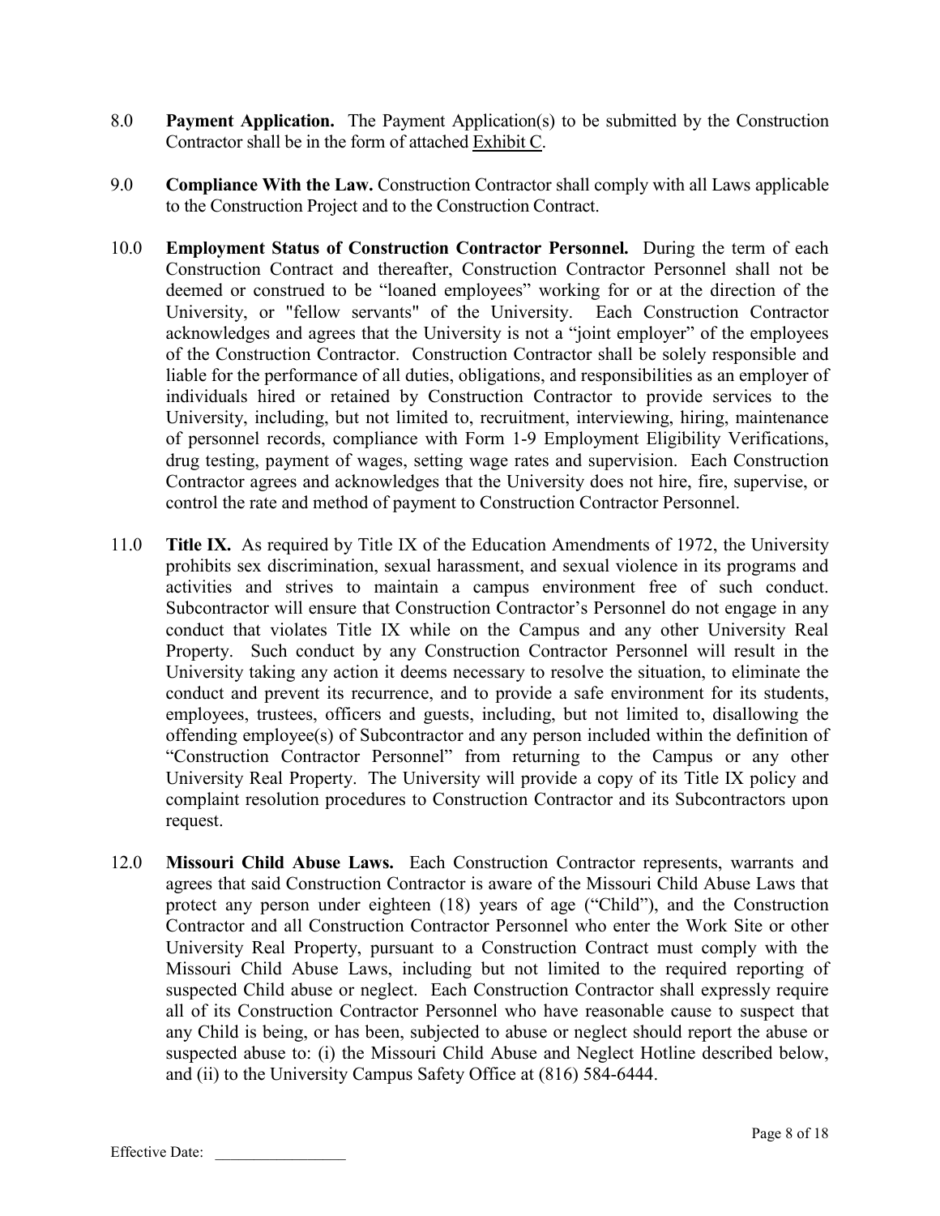8.0 **Payment Application.** The Payment Application(s) to be submitted by the Construction Contractor shall be in the form of attached Exhibit C.

9.0 **Compliance With the Law.** Construction Contractor shall comply with all Laws applicable to the Construction Project and to the Construction Contract.

10.0 **Employment Status of Construction Contractor Personnel.** During the term of each Construction Contract and thereafter, Construction Contractor Personnel shall not be deemed or construed to be "loaned employees" working for or at the direction of the University, or "fellow servants" of the University. Each Construction Contractor acknowledges and agrees that the University is not a "joint employer" of the employees of the Construction Contractor. Construction Contractor shall be solely responsible and liable for the performance of all duties, obligations, and responsibilities as an employer of individuals hired or retained by Construction Contractor to provide services to the University, including, but not limited to, recruitment, interviewing, hiring, maintenance of personnel records, compliance with Form 1-9 Employment Eligibility Verifications, drug testing, payment of wages, setting wage rates and supervision. Each Construction Contractor agrees and acknowledges that the University does not hire, fire, supervise, or control the rate and method of payment to Construction Contractor Personnel.

11.0 **Title IX.** As required by Title IX of the Education Amendments of 1972, the University prohibits sex discrimination, sexual harassment, and sexual violence in its programs and activities and strives to maintain a campus environment free of such conduct. Subcontractor will ensure that Construction Contractor's Personnel do not engage in any conduct that violates Title IX while on the Campus and any other University Real Property. Such conduct by any Construction Contractor Personnel will result in the University taking any action it deems necessary to resolve the situation, to eliminate the conduct and prevent its recurrence, and to provide a safe environment for its students, employees, trustees, officers and guests, including, but not limited to, disallowing the offending employee(s) of Subcontractor and any person included within the definition of "Construction Contractor Personnel" from returning to the Campus or any other University Real Property. The University will provide a copy of its Title IX policy and complaint resolution procedures to Construction Contractor and its Subcontractors upon request.

12.0 **Missouri Child Abuse Laws.** Each Construction Contractor represents, warrants and agrees that said Construction Contractor is aware of the Missouri Child Abuse Laws that protect any person under eighteen (18) years of age ("Child"), and the Construction Contractor and all Construction Contractor Personnel who enter the Work Site or other University Real Property, pursuant to a Construction Contract must comply with the Missouri Child Abuse Laws, including but not limited to the required reporting of suspected Child abuse or neglect. Each Construction Contractor shall expressly require all of its Construction Contractor Personnel who have reasonable cause to suspect that any Child is being, or has been, subjected to abuse or neglect should report the abuse or suspected abuse to: (i) the Missouri Child Abuse and Neglect Hotline described below, and (ii) to the University Campus Safety Office at (816) 584-6444.

Effective Date: _________________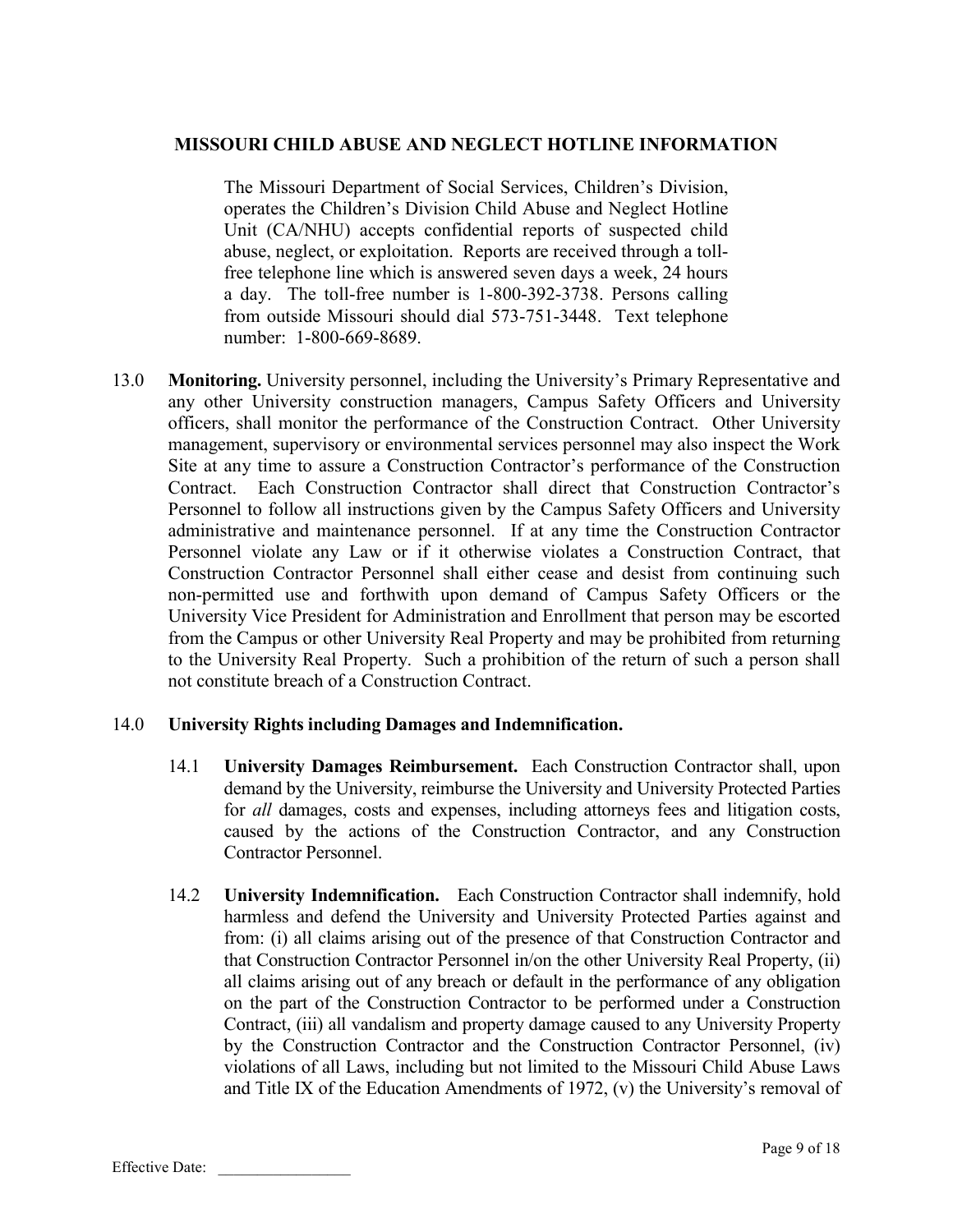## MISSOURI CHILD ABUSE AND NEGLECT HOTLINE INFORMATION

The Missouri Department of Social Services, Children's Division, operates the Children's Division Child Abuse and Neglect Hotline Unit (CA/NHU) accepts confidential reports of suspected child abuse, neglect, or exploitation. Reports are received through a toll-free telephone line which is answered seven days a week, 24 hours a day. The toll-free number is 1-800-392-3738. Persons calling from outside Missouri should dial 573-751-3448. Text telephone number: 1-800-669-8689.

13.0 **Monitoring.** University personnel, including the University's Primary Representative and any other University construction managers, Campus Safety Officers and University officers, shall monitor the performance of the Construction Contract. Other University management, supervisory or environmental services personnel may also inspect the Work Site at any time to assure a Construction Contractor's performance of the Construction Contract. Each Construction Contractor shall direct that Construction Contractor's Personnel to follow all instructions given by the Campus Safety Officers and University administrative and maintenance personnel. If at any time the Construction Contractor Personnel violate any Law or if it otherwise violates a Construction Contract, that Construction Contractor Personnel shall either cease and desist from continuing such non-permitted use and forthwith upon demand of Campus Safety Officers or the University Vice President for Administration and Enrollment that person may be escorted from the Campus or other University Real Property and may be prohibited from returning to the University Real Property. Such a prohibition of the return of such a person shall not constitute breach of a Construction Contract.

14.0 **University Rights including Damages and Indemnification.**

14.1 **University Damages Reimbursement.** Each Construction Contractor shall, upon demand by the University, reimburse the University and University Protected Parties for *all* damages, costs and expenses, including attorneys fees and litigation costs, caused by the actions of the Construction Contractor, and any Construction Contractor Personnel.

14.2 **University Indemnification.** Each Construction Contractor shall indemnify, hold harmless and defend the University and University Protected Parties against and from: (i) all claims arising out of the presence of that Construction Contractor and that Construction Contractor Personnel in/on the other University Real Property, (ii) all claims arising out of any breach or default in the performance of any obligation on the part of the Construction Contractor to be performed under a Construction Contract, (iii) all vandalism and property damage caused to any University Property by the Construction Contractor and the Construction Contractor Personnel, (iv) violations of all Laws, including but not limited to the Missouri Child Abuse Laws and Title IX of the Education Amendments of 1972, (v) the University's removal of

Effective Date: _________________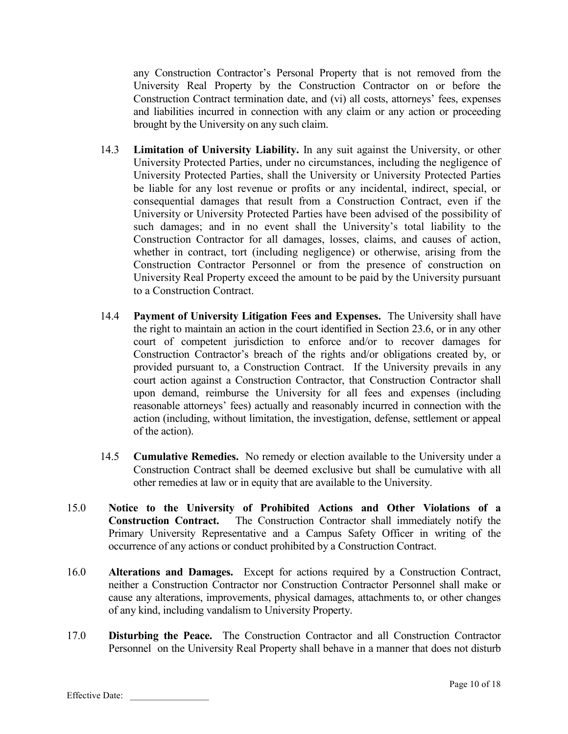any Construction Contractor's Personal Property that is not removed from the University Real Property by the Construction Contractor on or before the Construction Contract termination date, and (vi) all costs, attorneys' fees, expenses and liabilities incurred in connection with any claim or any action or proceeding brought by the University on any such claim.

14.3 **Limitation of University Liability.** In any suit against the University, or other University Protected Parties, under no circumstances, including the negligence of University Protected Parties, shall the University or University Protected Parties be liable for any lost revenue or profits or any incidental, indirect, special, or consequential damages that result from a Construction Contract, even if the University or University Protected Parties have been advised of the possibility of such damages; and in no event shall the University's total liability to the Construction Contractor for all damages, losses, claims, and causes of action, whether in contract, tort (including negligence) or otherwise, arising from the Construction Contractor Personnel or from the presence of construction on University Real Property exceed the amount to be paid by the University pursuant to a Construction Contract.

14.4 **Payment of University Litigation Fees and Expenses.** The University shall have the right to maintain an action in the court identified in Section 23.6, or in any other court of competent jurisdiction to enforce and/or to recover damages for Construction Contractor's breach of the rights and/or obligations created by, or provided pursuant to, a Construction Contract. If the University prevails in any court action against a Construction Contractor, that Construction Contractor shall upon demand, reimburse the University for all fees and expenses (including reasonable attorneys' fees) actually and reasonably incurred in connection with the action (including, without limitation, the investigation, defense, settlement or appeal of the action).

14.5 **Cumulative Remedies.** No remedy or election available to the University under a Construction Contract shall be deemed exclusive but shall be cumulative with all other remedies at law or in equity that are available to the University.

15.0 **Notice to the University of Prohibited Actions and Other Violations of a Construction Contract.** The Construction Contractor shall immediately notify the Primary University Representative and a Campus Safety Officer in writing of the occurrence of any actions or conduct prohibited by a Construction Contract.

16.0 **Alterations and Damages.** Except for actions required by a Construction Contract, neither a Construction Contractor nor Construction Contractor Personnel shall make or cause any alterations, improvements, physical damages, attachments to, or other changes of any kind, including vandalism to University Property.

17.0 **Disturbing the Peace.** The Construction Contractor and all Construction Contractor Personnel on the University Real Property shall behave in a manner that does not disturb

Effective Date: _________________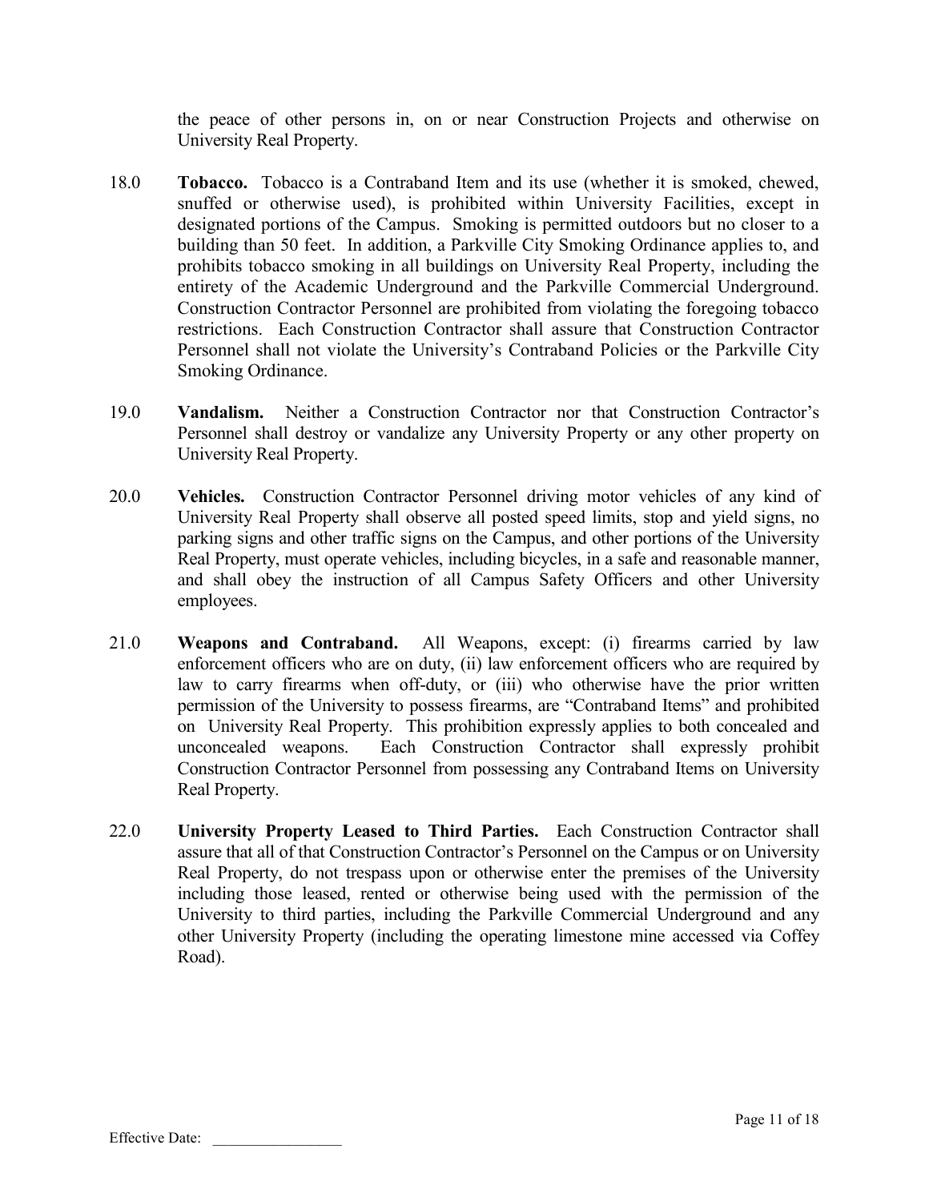the peace of other persons in, on or near Construction Projects and otherwise on University Real Property.

18.0 **Tobacco.** Tobacco is a Contraband Item and its use (whether it is smoked, chewed, snuffed or otherwise used), is prohibited within University Facilities, except in designated portions of the Campus. Smoking is permitted outdoors but no closer to a building than 50 feet. In addition, a Parkville City Smoking Ordinance applies to, and prohibits tobacco smoking in all buildings on University Real Property, including the entirety of the Academic Underground and the Parkville Commercial Underground. Construction Contractor Personnel are prohibited from violating the foregoing tobacco restrictions. Each Construction Contractor shall assure that Construction Contractor Personnel shall not violate the University's Contraband Policies or the Parkville City Smoking Ordinance.

19.0 **Vandalism.** Neither a Construction Contractor nor that Construction Contractor's Personnel shall destroy or vandalize any University Property or any other property on University Real Property.

20.0 **Vehicles.** Construction Contractor Personnel driving motor vehicles of any kind of University Real Property shall observe all posted speed limits, stop and yield signs, no parking signs and other traffic signs on the Campus, and other portions of the University Real Property, must operate vehicles, including bicycles, in a safe and reasonable manner, and shall obey the instruction of all Campus Safety Officers and other University employees.

21.0 **Weapons and Contraband.** All Weapons, except: (i) firearms carried by law enforcement officers who are on duty, (ii) law enforcement officers who are required by law to carry firearms when off-duty, or (iii) who otherwise have the prior written permission of the University to possess firearms, are "Contraband Items" and prohibited on University Real Property. This prohibition expressly applies to both concealed and unconcealed weapons. Each Construction Contractor shall expressly prohibit Construction Contractor Personnel from possessing any Contraband Items on University Real Property.

22.0 **University Property Leased to Third Parties.** Each Construction Contractor shall assure that all of that Construction Contractor's Personnel on the Campus or on University Real Property, do not trespass upon or otherwise enter the premises of the University including those leased, rented or otherwise being used with the permission of the University to third parties, including the Parkville Commercial Underground and any other University Property (including the operating limestone mine accessed via Coffey Road).

Effective Date: \_\_\_\_\_\_\_\_\_\_\_\_\_\_\_\_\_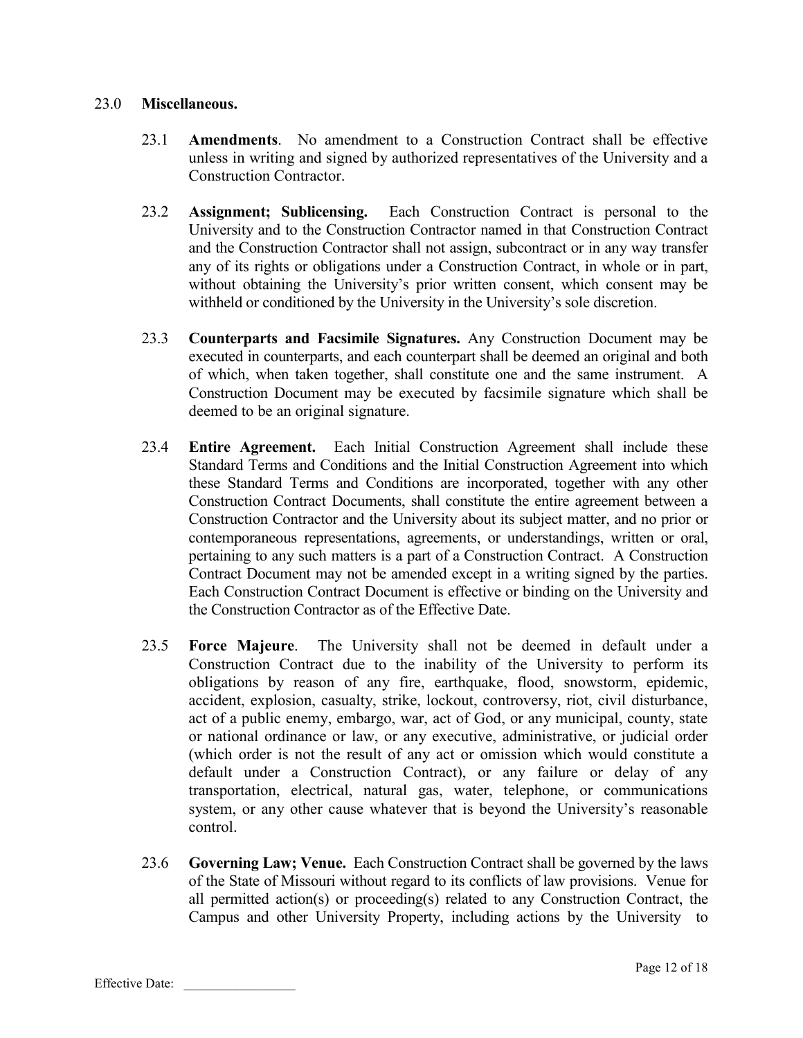## 23.0 **Miscellaneous.**

23.1 **Amendments**. No amendment to a Construction Contract shall be effective unless in writing and signed by authorized representatives of the University and a Construction Contractor.

23.2 **Assignment; Sublicensing.** Each Construction Contract is personal to the University and to the Construction Contractor named in that Construction Contract and the Construction Contractor shall not assign, subcontract or in any way transfer any of its rights or obligations under a Construction Contract, in whole or in part, without obtaining the University's prior written consent, which consent may be withheld or conditioned by the University in the University's sole discretion.

23.3 **Counterparts and Facsimile Signatures.** Any Construction Document may be executed in counterparts, and each counterpart shall be deemed an original and both of which, when taken together, shall constitute one and the same instrument. A Construction Document may be executed by facsimile signature which shall be deemed to be an original signature.

23.4 **Entire Agreement.** Each Initial Construction Agreement shall include these Standard Terms and Conditions and the Initial Construction Agreement into which these Standard Terms and Conditions are incorporated, together with any other Construction Contract Documents, shall constitute the entire agreement between a Construction Contractor and the University about its subject matter, and no prior or contemporaneous representations, agreements, or understandings, written or oral, pertaining to any such matters is a part of a Construction Contract. A Construction Contract Document may not be amended except in a writing signed by the parties. Each Construction Contract Document is effective or binding on the University and the Construction Contractor as of the Effective Date.

23.5 **Force Majeure**. The University shall not be deemed in default under a Construction Contract due to the inability of the University to perform its obligations by reason of any fire, earthquake, flood, snowstorm, epidemic, accident, explosion, casualty, strike, lockout, controversy, riot, civil disturbance, act of a public enemy, embargo, war, act of God, or any municipal, county, state or national ordinance or law, or any executive, administrative, or judicial order (which order is not the result of any act or omission which would constitute a default under a Construction Contract), or any failure or delay of any transportation, electrical, natural gas, water, telephone, or communications system, or any other cause whatever that is beyond the University's reasonable control.

23.6 **Governing Law; Venue.** Each Construction Contract shall be governed by the laws of the State of Missouri without regard to its conflicts of law provisions. Venue for all permitted action(s) or proceeding(s) related to any Construction Contract, the Campus and other University Property, including actions by the University to

Effective Date: _________________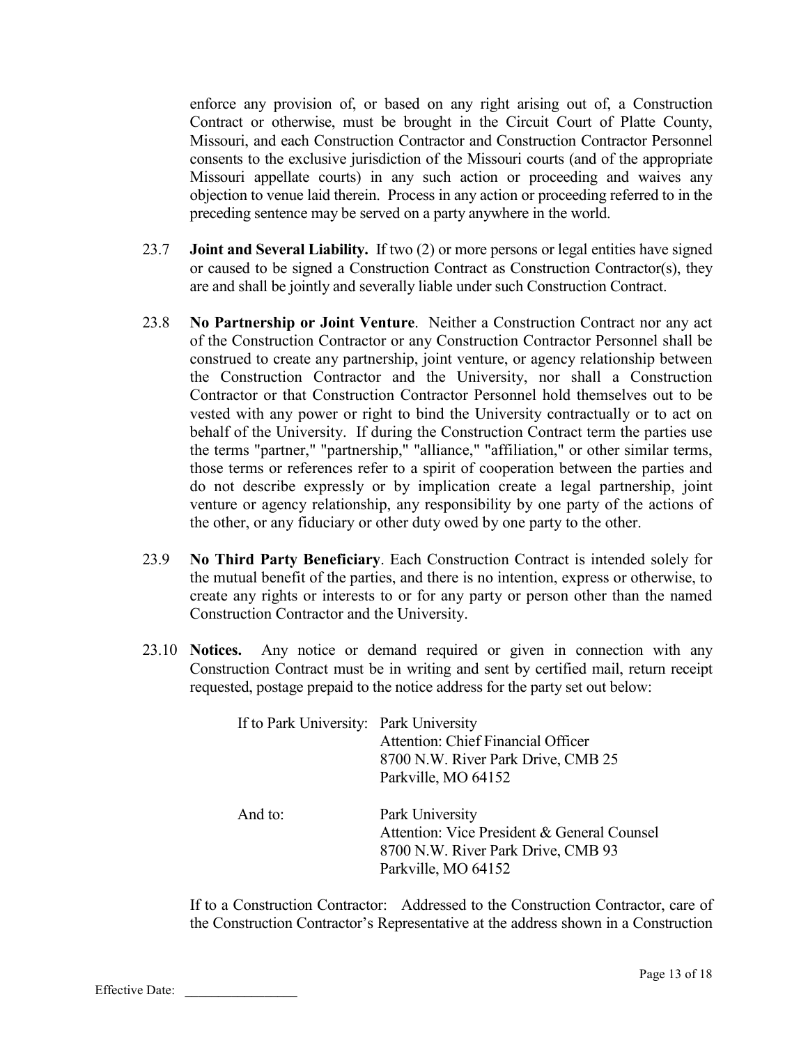enforce any provision of, or based on any right arising out of, a Construction Contract or otherwise, must be brought in the Circuit Court of Platte County, Missouri, and each Construction Contractor and Construction Contractor Personnel consents to the exclusive jurisdiction of the Missouri courts (and of the appropriate Missouri appellate courts) in any such action or proceeding and waives any objection to venue laid therein. Process in any action or proceeding referred to in the preceding sentence may be served on a party anywhere in the world.

23.7 **Joint and Several Liability.** If two (2) or more persons or legal entities have signed or caused to be signed a Construction Contract as Construction Contractor(s), they are and shall be jointly and severally liable under such Construction Contract.

23.8 **No Partnership or Joint Venture**. Neither a Construction Contract nor any act of the Construction Contractor or any Construction Contractor Personnel shall be construed to create any partnership, joint venture, or agency relationship between the Construction Contractor and the University, nor shall a Construction Contractor or that Construction Contractor Personnel hold themselves out to be vested with any power or right to bind the University contractually or to act on behalf of the University. If during the Construction Contract term the parties use the terms "partner," "partnership," "alliance," "affiliation," or other similar terms, those terms or references refer to a spirit of cooperation between the parties and do not describe expressly or by implication create a legal partnership, joint venture or agency relationship, any responsibility by one party of the actions of the other, or any fiduciary or other duty owed by one party to the other.

23.9 **No Third Party Beneficiary**. Each Construction Contract is intended solely for the mutual benefit of the parties, and there is no intention, express or otherwise, to create any rights or interests to or for any party or person other than the named Construction Contractor and the University.

23.10 **Notices.** Any notice or demand required or given in connection with any Construction Contract must be in writing and sent by certified mail, return receipt requested, postage prepaid to the notice address for the party set out below:

If to Park University: Park University
Attention: Chief Financial Officer
8700 N.W. River Park Drive, CMB 25
Parkville, MO 64152

And to: Park University
Attention: Vice President & General Counsel
8700 N.W. River Park Drive, CMB 93
Parkville, MO 64152

If to a Construction Contractor: Addressed to the Construction Contractor, care of the Construction Contractor's Representative at the address shown in a Construction

Effective Date: _________________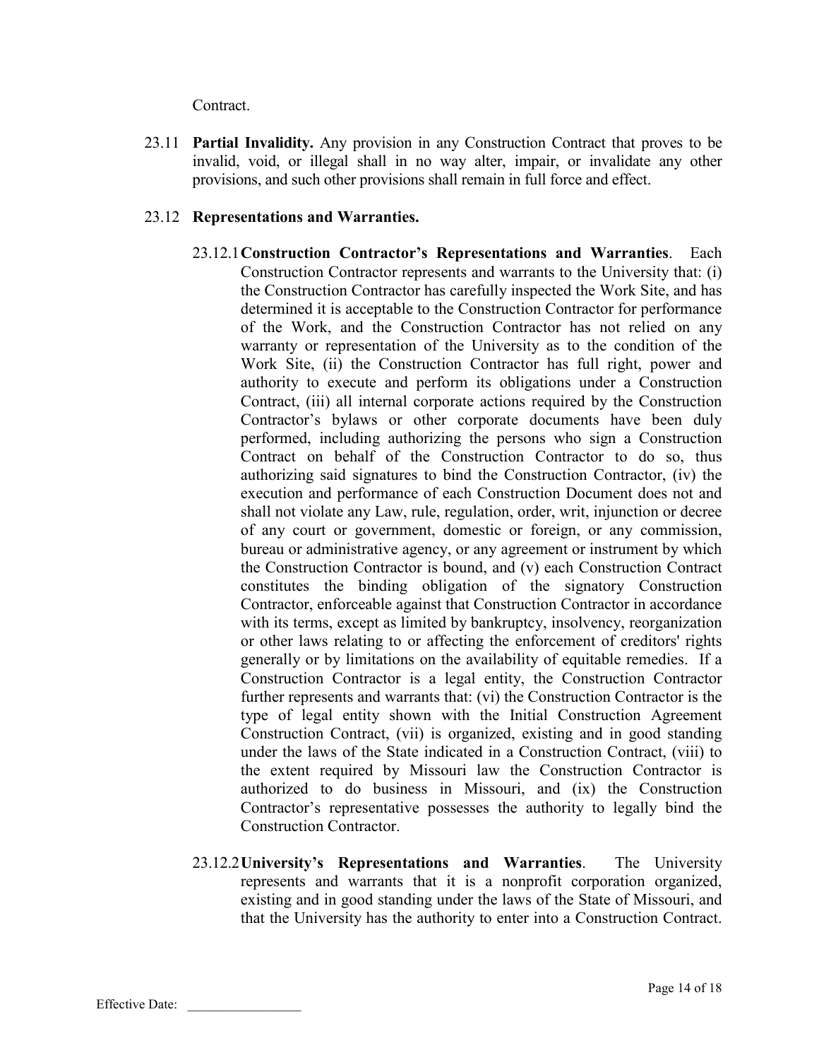Contract.

23.11 **Partial Invalidity.** Any provision in any Construction Contract that proves to be invalid, void, or illegal shall in no way alter, impair, or invalidate any other provisions, and such other provisions shall remain in full force and effect.

23.12 **Representations and Warranties.**

23.12.1 **Construction Contractor's Representations and Warranties**. Each Construction Contractor represents and warrants to the University that: (i) the Construction Contractor has carefully inspected the Work Site, and has determined it is acceptable to the Construction Contractor for performance of the Work, and the Construction Contractor has not relied on any warranty or representation of the University as to the condition of the Work Site, (ii) the Construction Contractor has full right, power and authority to execute and perform its obligations under a Construction Contract, (iii) all internal corporate actions required by the Construction Contractor's bylaws or other corporate documents have been duly performed, including authorizing the persons who sign a Construction Contract on behalf of the Construction Contractor to do so, thus authorizing said signatures to bind the Construction Contractor, (iv) the execution and performance of each Construction Document does not and shall not violate any Law, rule, regulation, order, writ, injunction or decree of any court or government, domestic or foreign, or any commission, bureau or administrative agency, or any agreement or instrument by which the Construction Contractor is bound, and (v) each Construction Contract constitutes the binding obligation of the signatory Construction Contractor, enforceable against that Construction Contractor in accordance with its terms, except as limited by bankruptcy, insolvency, reorganization or other laws relating to or affecting the enforcement of creditors' rights generally or by limitations on the availability of equitable remedies. If a Construction Contractor is a legal entity, the Construction Contractor further represents and warrants that: (vi) the Construction Contractor is the type of legal entity shown with the Initial Construction Agreement Construction Contract, (vii) is organized, existing and in good standing under the laws of the State indicated in a Construction Contract, (viii) to the extent required by Missouri law the Construction Contractor is authorized to do business in Missouri, and (ix) the Construction Contractor's representative possesses the authority to legally bind the Construction Contractor.

23.12.2 **University's Representations and Warranties**. The University represents and warrants that it is a nonprofit corporation organized, existing and in good standing under the laws of the State of Missouri, and that the University has the authority to enter into a Construction Contract.

Effective Date: \_\_\_\_\_\_\_\_\_\_\_\_\_\_\_\_\_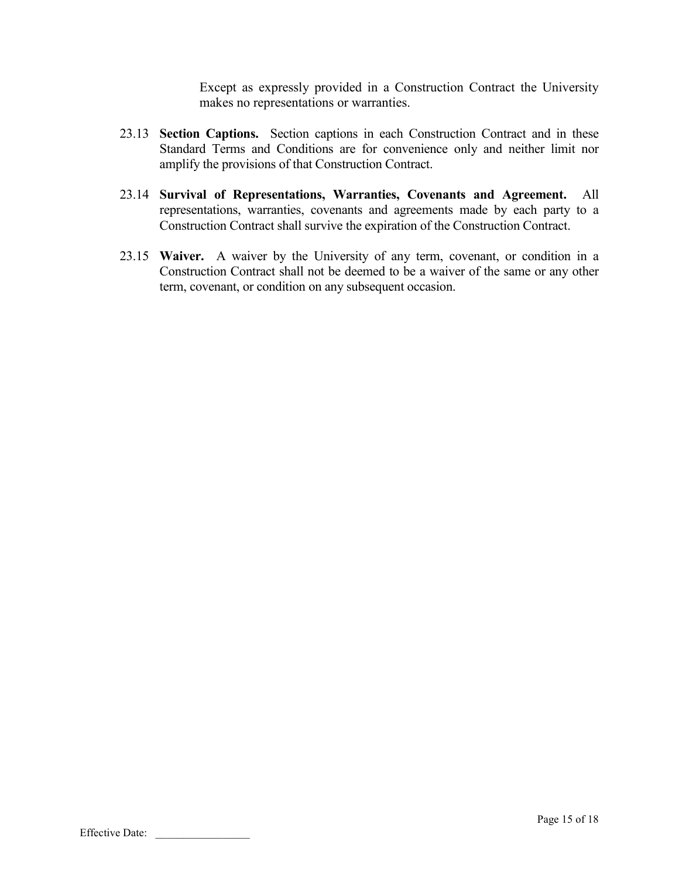Except as expressly provided in a Construction Contract the University makes no representations or warranties.

23.13 **Section Captions.** Section captions in each Construction Contract and in these Standard Terms and Conditions are for convenience only and neither limit nor amplify the provisions of that Construction Contract.

23.14 **Survival of Representations, Warranties, Covenants and Agreement.** All representations, warranties, covenants and agreements made by each party to a Construction Contract shall survive the expiration of the Construction Contract.

23.15 **Waiver.** A waiver by the University of any term, covenant, or condition in a Construction Contract shall not be deemed to be a waiver of the same or any other term, covenant, or condition on any subsequent occasion.

Effective Date: \_\_\_\_\_\_\_\_\_\_\_\_\_\_\_\_\_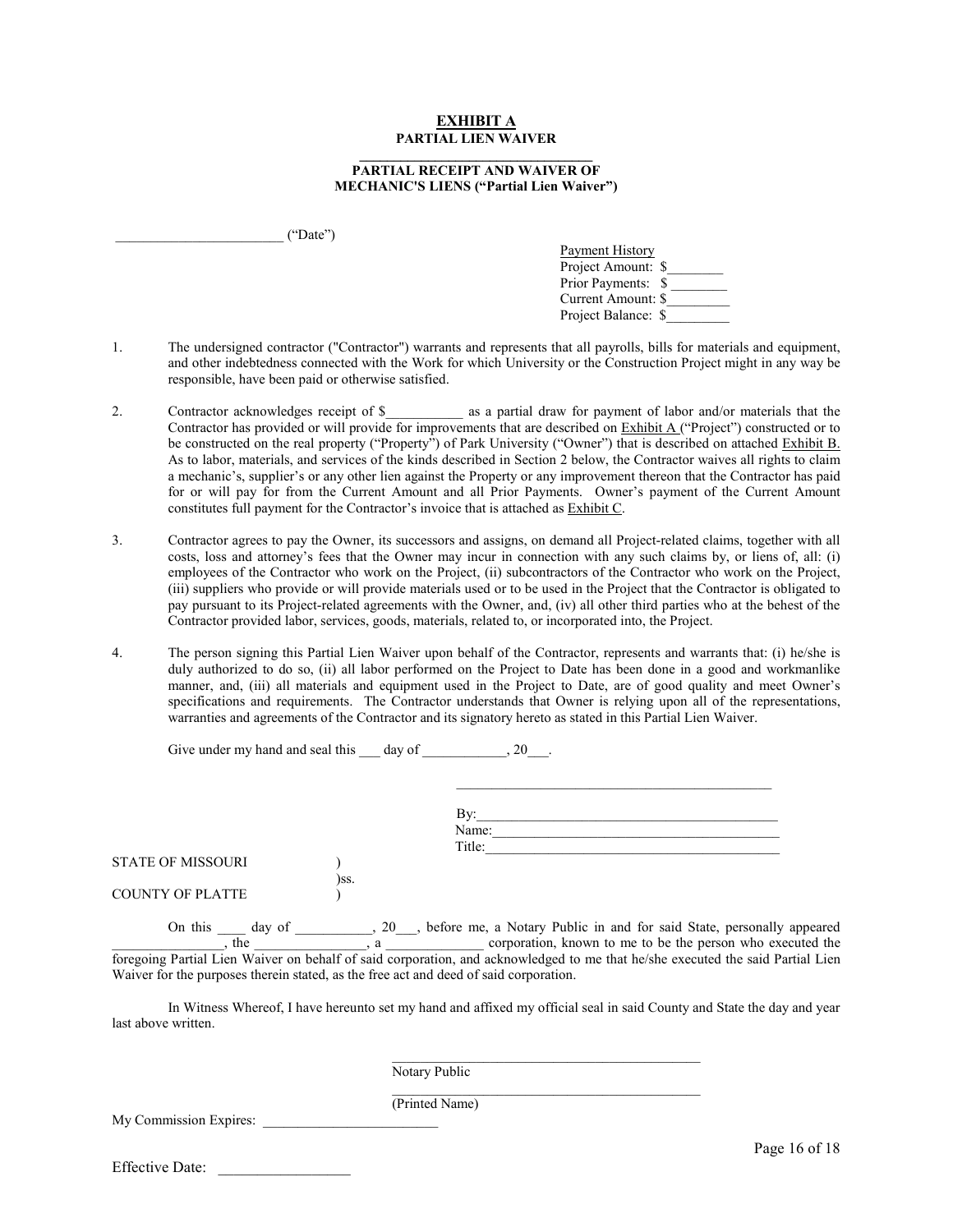# EXHIBIT A

## PARTIAL LIEN WAIVER

## PARTIAL RECEIPT AND WAIVER OF MECHANIC'S LIENS ("Partial Lien Waiver")

________________________ ("Date")

Payment History
Project Amount: $________
Prior Payments: $ ________
Current Amount: $_________
Project Balance: $_________

1. The undersigned contractor ("Contractor") warrants and represents that all payrolls, bills for materials and equipment, and other indebtedness connected with the Work for which University or the Construction Project might in any way be responsible, have been paid or otherwise satisfied.

2. Contractor acknowledges receipt of $___________ as a partial draw for payment of labor and/or materials that the Contractor has provided or will provide for improvements that are described on Exhibit A ("Project") constructed or to be constructed on the real property ("Property") of Park University ("Owner") that is described on attached Exhibit B. As to labor, materials, and services of the kinds described in Section 2 below, the Contractor waives all rights to claim a mechanic's, supplier's or any other lien against the Property or any improvement thereon that the Contractor has paid for or will pay for from the Current Amount and all Prior Payments. Owner's payment of the Current Amount constitutes full payment for the Contractor's invoice that is attached as Exhibit C.

3. Contractor agrees to pay the Owner, its successors and assigns, on demand all Project-related claims, together with all costs, loss and attorney's fees that the Owner may incur in connection with any such claims by, or liens of, all: (i) employees of the Contractor who work on the Project, (ii) subcontractors of the Contractor who work on the Project, (iii) suppliers who provide or will provide materials used or to be used in the Project that the Contractor is obligated to pay pursuant to its Project-related agreements with the Owner, and, (iv) all other third parties who at the behest of the Contractor provided labor, services, goods, materials, related to, or incorporated into, the Project.

4. The person signing this Partial Lien Waiver upon behalf of the Contractor, represents and warrants that: (i) he/she is duly authorized to do so, (ii) all labor performed on the Project to Date has been done in a good and workmanlike manner, and, (iii) all materials and equipment used in the Project to Date, are of good quality and meet Owner's specifications and requirements. The Contractor understands that Owner is relying upon all of the representations, warranties and agreements of the Contractor and its signatory hereto as stated in this Partial Lien Waiver.

Give under my hand and seal this ___ day of ____________, 20___.

_______________________________________________

By:____________________________________________
Name:__________________________________________
Title:___________________________________________

STATE OF MISSOURI )
)ss.
COUNTY OF PLATTE )

On this ____ day of ___________, 20___, before me, a Notary Public in and for said State, personally appeared ________________, the ________________, a ______________ corporation, known to me to be the person who executed the foregoing Partial Lien Waiver on behalf of said corporation, and acknowledged to me that he/she executed the said Partial Lien Waiver for the purposes therein stated, as the free act and deed of said corporation.

In Witness Whereof, I have hereunto set my hand and affixed my official seal in said County and State the day and year last above written.

_______________________________________________
Notary Public

_______________________________________________
(Printed Name)

My Commission Expires: _________________________

Effective Date: __________________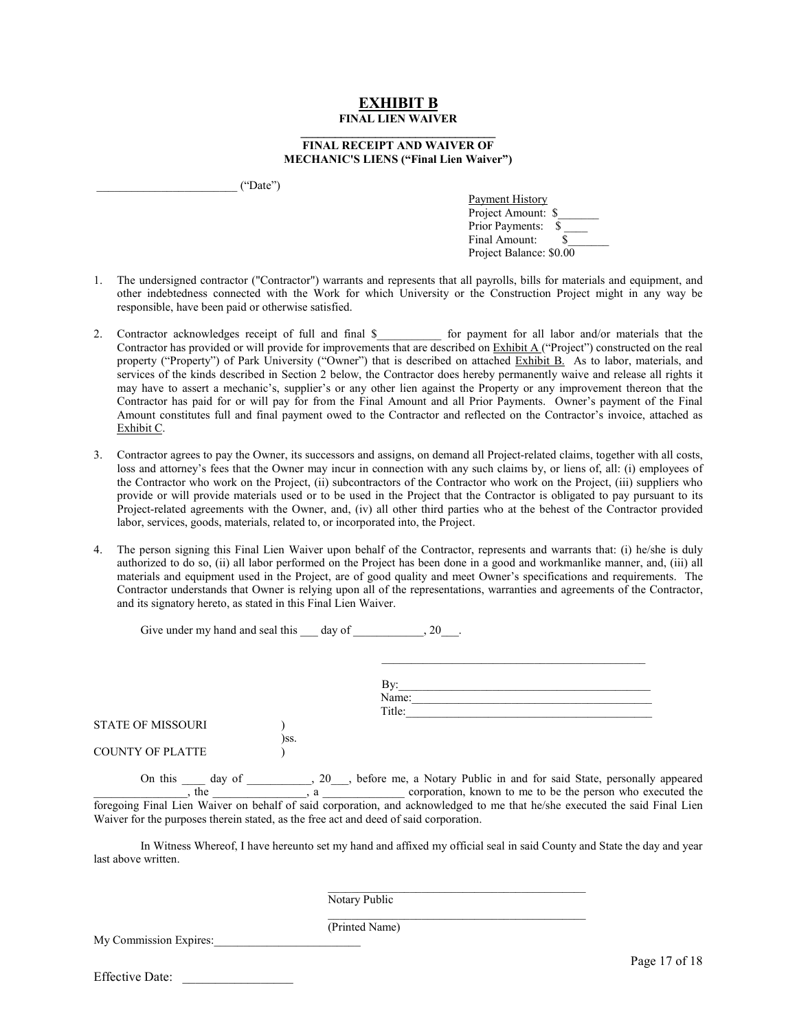# EXHIBIT B

**FINAL LIEN WAIVER**

**FINAL RECEIPT AND WAIVER OF MECHANIC'S LIENS ("Final Lien Waiver")**

________________________ ("Date")

Payment History
Project Amount: $_______
Prior Payments: $ ____
Final Amount: $_______
Project Balance: $0.00

1. The undersigned contractor ("Contractor") warrants and represents that all payrolls, bills for materials and equipment, and other indebtedness connected with the Work for which University or the Construction Project might in any way be responsible, have been paid or otherwise satisfied.

2. Contractor acknowledges receipt of full and final $___________ for payment for all labor and/or materials that the Contractor has provided or will provide for improvements that are described on Exhibit A ("Project") constructed on the real property ("Property") of Park University ("Owner") that is described on attached Exhibit B. As to labor, materials, and services of the kinds described in Section 2 below, the Contractor does hereby permanently waive and release all rights it may have to assert a mechanic's, supplier's or any other lien against the Property or any improvement thereon that the Contractor has paid for or will pay for from the Final Amount and all Prior Payments. Owner's payment of the Final Amount constitutes full and final payment owed to the Contractor and reflected on the Contractor's invoice, attached as Exhibit C.

3. Contractor agrees to pay the Owner, its successors and assigns, on demand all Project-related claims, together with all costs, loss and attorney's fees that the Owner may incur in connection with any such claims by, or liens of, all: (i) employees of the Contractor who work on the Project, (ii) subcontractors of the Contractor who work on the Project, (iii) suppliers who provide or will provide materials used or to be used in the Project that the Contractor is obligated to pay pursuant to its Project-related agreements with the Owner, and, (iv) all other third parties who at the behest of the Contractor provided labor, services, goods, materials, related to, or incorporated into, the Project.

4. The person signing this Final Lien Waiver upon behalf of the Contractor, represents and warrants that: (i) he/she is duly authorized to do so, (ii) all labor performed on the Project has been done in a good and workmanlike manner, and, (iii) all materials and equipment used in the Project, are of good quality and meet Owner's specifications and requirements. The Contractor understands that Owner is relying upon all of the representations, warranties and agreements of the Contractor, and its signatory hereto, as stated in this Final Lien Waiver.

Give under my hand and seal this ___ day of ____________, 20___.

_______________________________________________

By:___________________________________________
Name:_________________________________________
Title:__________________________________________

STATE OF MISSOURI )
)ss.
COUNTY OF PLATTE )

On this ____ day of ___________, 20___, before me, a Notary Public in and for said State, personally appeared ________________, the ________________, a ______________ corporation, known to me to be the person who executed the foregoing Final Lien Waiver on behalf of said corporation, and acknowledged to me that he/she executed the said Final Lien Waiver for the purposes therein stated, as the free act and deed of said corporation.

In Witness Whereof, I have hereunto set my hand and affixed my official seal in said County and State the day and year last above written.

_____________________________________________
Notary Public

_____________________________________________
(Printed Name)

My Commission Expires:_________________________

Effective Date: __________________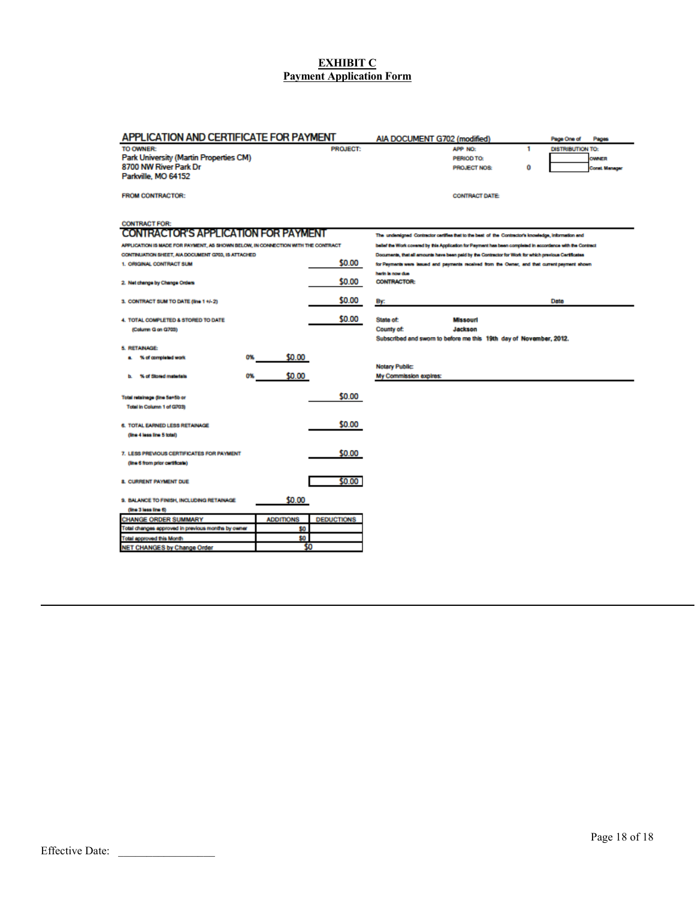**EXHIBIT C**
**Payment Application Form**

## APPLICATION AND CERTIFICATE FOR PAYMENT

AIA DOCUMENT G702 (modified)

Page One of Pages

TO OWNER:
Park University (Martin Properties CM)
8700 NW River Park Dr
Parkville, MO 64152

PROJECT:

APP NO: 1
PERIOD TO:
PROJECT NOS: 0

DISTRIBUTION TO:
OWNER
Const. Manager

FROM CONTRACTOR:

CONTRACT DATE:

CONTRACT FOR:

## CONTRACTOR'S APPLICATION FOR PAYMENT

APPLICATION IS MADE FOR PAYMENT, AS SHOWN BELOW, IN CONNECTION WITH THE CONTRACT
CONTINUATION SHEET, AIA DOCUMENT G703, IS ATTACHED

1. ORIGINAL CONTRACT SUM $0.00
2. Net change by Change Orders $0.00
3. CONTRACT SUM TO DATE (line 1 +/- 2) $0.00
4. TOTAL COMPLETED & STORED TO DATE (Column G on G703) $0.00
5. RETAINAGE:
   a. % of completed work 0% $0.00
   b. % of Stored materials 0% $0.00

Total retainage (line 5a+5b or Total in Column 1 of G703) $0.00

6. TOTAL EARNED LESS RETAINAGE (line 4 less line 5 total) $0.00
7. LESS PREVIOUS CERTIFICATES FOR PAYMENT (line 6 from prior certificate) $0.00
8. CURRENT PAYMENT DUE $0.00
9. BALANCE TO FINISH, INCLUDING RETAINAGE (line 3 less line 6) $0.00

| CHANGE ORDER SUMMARY | ADDITIONS | DEDUCTIONS |
|---|---|---|
| Total changes approved in previous months by owner | $0 | |
| Total approved this Month | $0 | |
| NET CHANGES by Change Order | $0 | |

The undersigned Contractor certifies that to the best of the Contractor's knowledge, information and belief the Work covered by this Application for Payment has been completed in accordance with the Contract Documents, that all amounts have been paid by the Contractor for Work for which previous Certificates for Payments were issued and payments received from the Owner, and that current payment shown herein is now due

CONTRACTOR:

By: Date

State of: Missouri
County of: Jackson
Subscribed and sworn to before me this 19th day of November, 2012.

Notary Public:
My Commission expires:

Effective Date: \_\_\_\_\_\_\_\_\_\_\_\_\_\_\_\_